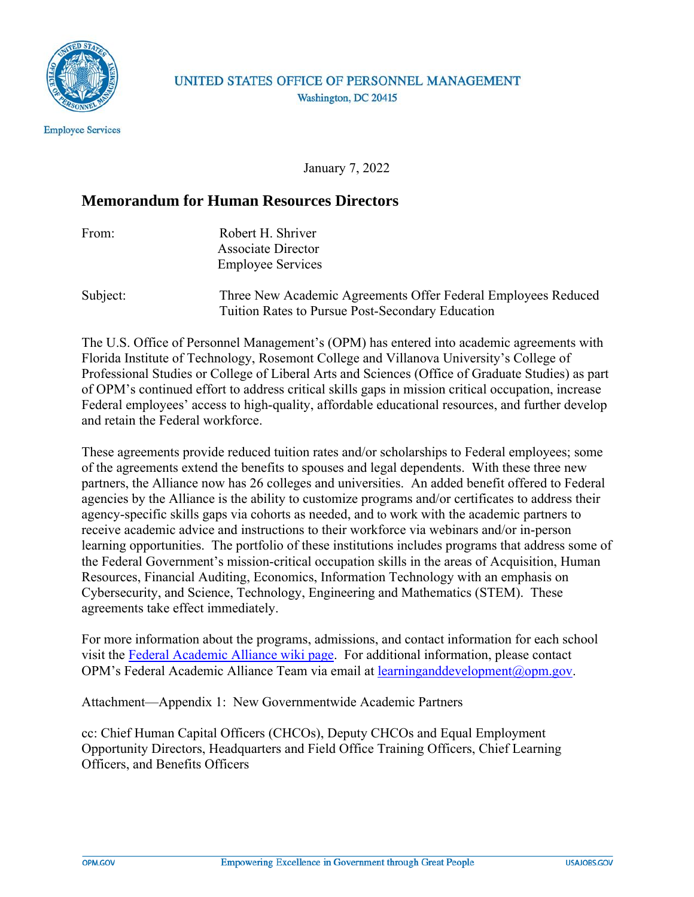UNITED STATES OFFICE OF PERSONNEL MANAGEMENT
Washington, DC 20415

Employee Services

January 7, 2022

## Memorandum for Human Resources Directors

From: Robert H. Shriver
Associate Director
Employee Services

Subject: Three New Academic Agreements Offer Federal Employees Reduced Tuition Rates to Pursue Post-Secondary Education

The U.S. Office of Personnel Management's (OPM) has entered into academic agreements with Florida Institute of Technology, Rosemont College and Villanova University's College of Professional Studies or College of Liberal Arts and Sciences (Office of Graduate Studies) as part of OPM's continued effort to address critical skills gaps in mission critical occupation, increase Federal employees' access to high-quality, affordable educational resources, and further develop and retain the Federal workforce.

These agreements provide reduced tuition rates and/or scholarships to Federal employees; some of the agreements extend the benefits to spouses and legal dependents. With these three new partners, the Alliance now has 26 colleges and universities. An added benefit offered to Federal agencies by the Alliance is the ability to customize programs and/or certificates to address their agency-specific skills gaps via cohorts as needed, and to work with the academic partners to receive academic advice and instructions to their workforce via webinars and/or in-person learning opportunities. The portfolio of these institutions includes programs that address some of the Federal Government's mission-critical occupation skills in the areas of Acquisition, Human Resources, Financial Auditing, Economics, Information Technology with an emphasis on Cybersecurity, and Science, Technology, Engineering and Mathematics (STEM). These agreements take effect immediately.

For more information about the programs, admissions, and contact information for each school visit the Federal Academic Alliance wiki page. For additional information, please contact OPM's Federal Academic Alliance Team via email at learninganddevelopment@opm.gov.

Attachment—Appendix 1: New Governmentwide Academic Partners

cc: Chief Human Capital Officers (CHCOs), Deputy CHCOs and Equal Employment Opportunity Directors, Headquarters and Field Office Training Officers, Chief Learning Officers, and Benefits Officers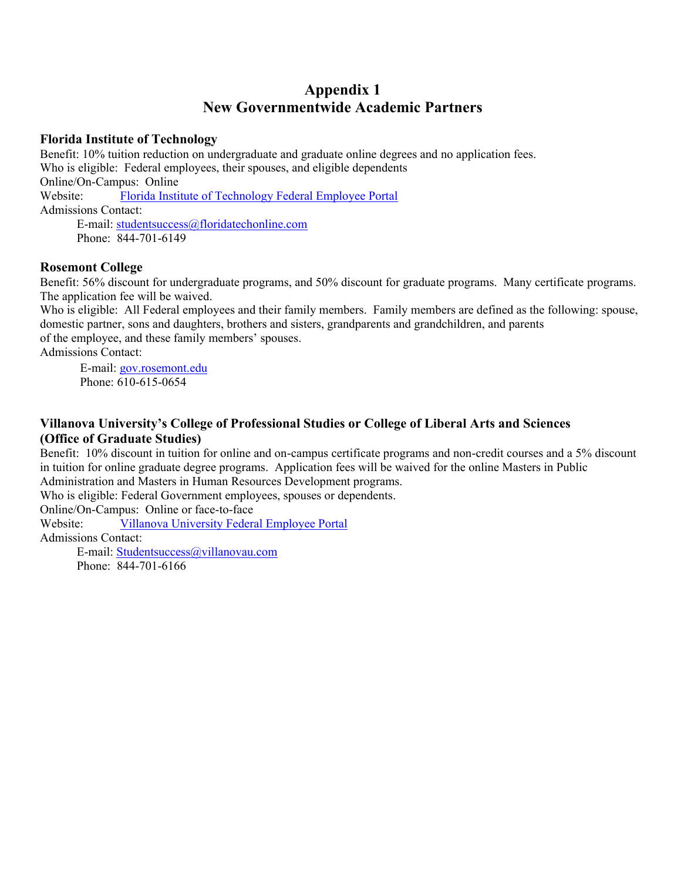# Appendix 1
# New Governmentwide Academic Partners

**Florida Institute of Technology**

Benefit: 10% tuition reduction on undergraduate and graduate online degrees and no application fees.
Who is eligible: Federal employees, their spouses, and eligible dependents
Online/On-Campus: Online
Website: Florida Institute of Technology Federal Employee Portal
Admissions Contact:

E-mail: studentsuccess@floridatechonline.com
Phone: 844-701-6149

**Rosemont College**

Benefit: 56% discount for undergraduate programs, and 50% discount for graduate programs. Many certificate programs. The application fee will be waived.
Who is eligible: All Federal employees and their family members. Family members are defined as the following: spouse, domestic partner, sons and daughters, brothers and sisters, grandparents and grandchildren, and parents of the employee, and these family members' spouses.
Admissions Contact:

E-mail: gov.rosemont.edu
Phone: 610-615-0654

**Villanova University's College of Professional Studies or College of Liberal Arts and Sciences (Office of Graduate Studies)**

Benefit: 10% discount in tuition for online and on-campus certificate programs and non-credit courses and a 5% discount in tuition for online graduate degree programs. Application fees will be waived for the online Masters in Public Administration and Masters in Human Resources Development programs.
Who is eligible: Federal Government employees, spouses or dependents.
Online/On-Campus: Online or face-to-face
Website: Villanova University Federal Employee Portal
Admissions Contact:

E-mail: Studentsuccess@villanovau.com
Phone: 844-701-6166